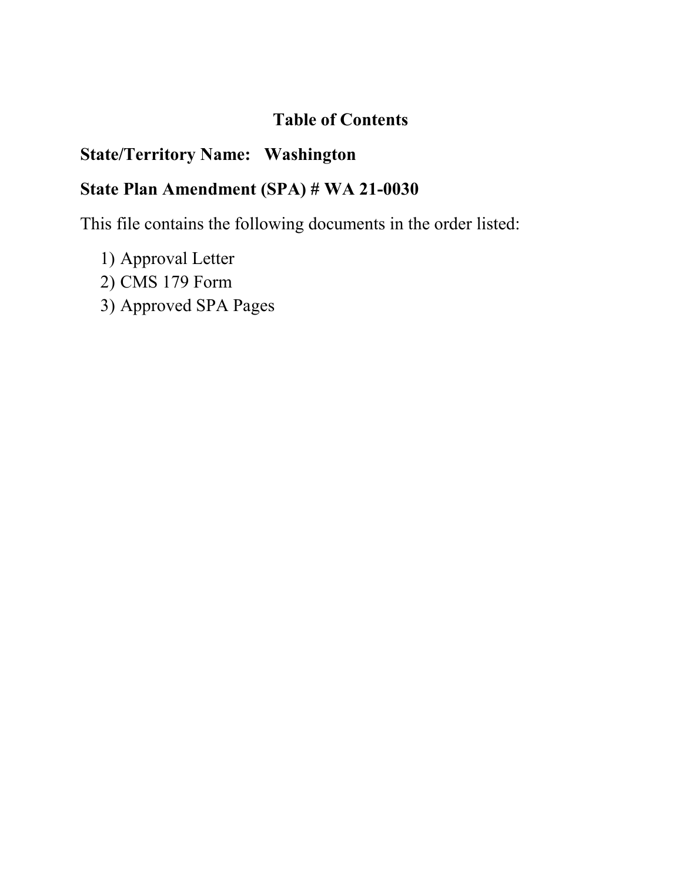# Table of Contents

**State/Territory Name: Washington**

**State Plan Amendment (SPA) # WA 21-0030**

This file contains the following documents in the order listed:

1) Approval Letter
2) CMS 179 Form
3) Approved SPA Pages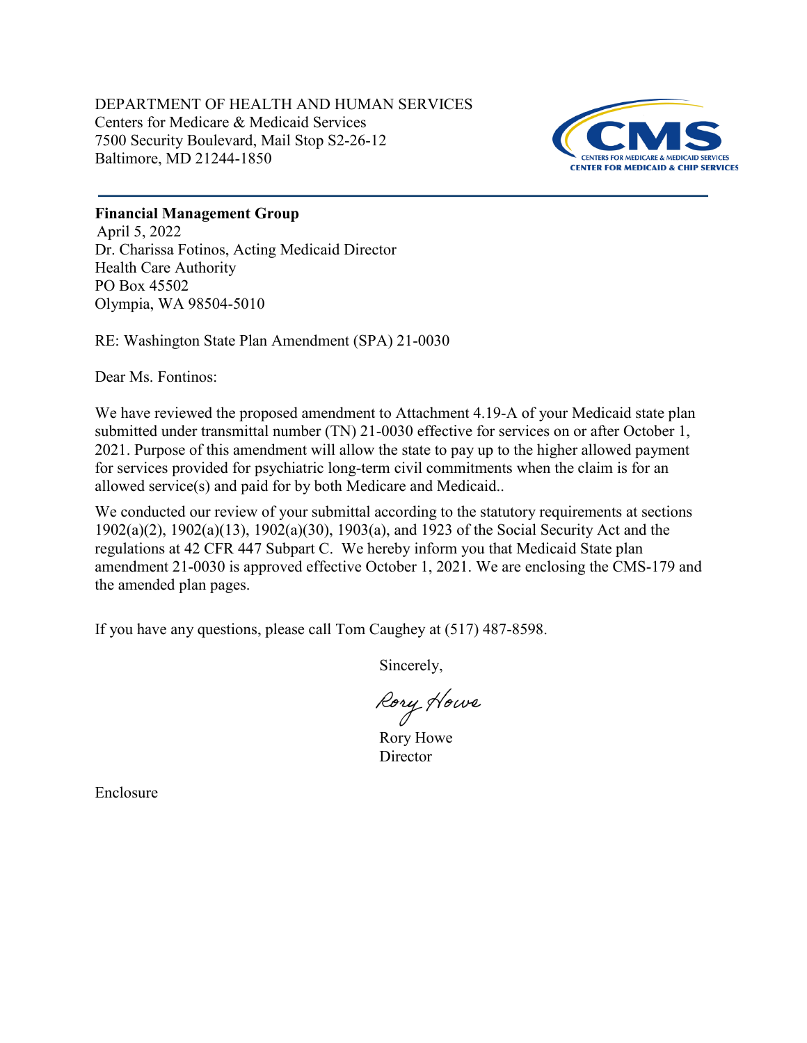DEPARTMENT OF HEALTH AND HUMAN SERVICES
Centers for Medicare & Medicaid Services
7500 Security Boulevard, Mail Stop S2-26-12
Baltimore, MD 21244-1850

CMS
CENTERS FOR MEDICARE & MEDICAID SERVICES
CENTER FOR MEDICAID & CHIP SERVICES

**Financial Management Group**

April 5, 2022
Dr. Charissa Fotinos, Acting Medicaid Director
Health Care Authority
PO Box 45502
Olympia, WA 98504-5010

RE: Washington State Plan Amendment (SPA) 21-0030

Dear Ms. Fontinos:

We have reviewed the proposed amendment to Attachment 4.19-A of your Medicaid state plan submitted under transmittal number (TN) 21-0030 effective for services on or after October 1, 2021. Purpose of this amendment will allow the state to pay up to the higher allowed payment for services provided for psychiatric long-term civil commitments when the claim is for an allowed service(s) and paid for by both Medicare and Medicaid..

We conducted our review of your submittal according to the statutory requirements at sections 1902(a)(2), 1902(a)(13), 1902(a)(30), 1903(a), and 1923 of the Social Security Act and the regulations at 42 CFR 447 Subpart C. We hereby inform you that Medicaid State plan amendment 21-0030 is approved effective October 1, 2021. We are enclosing the CMS-179 and the amended plan pages.

If you have any questions, please call Tom Caughey at (517) 487-8598.

Sincerely,

Rory Howe

Rory Howe
Director

Enclosure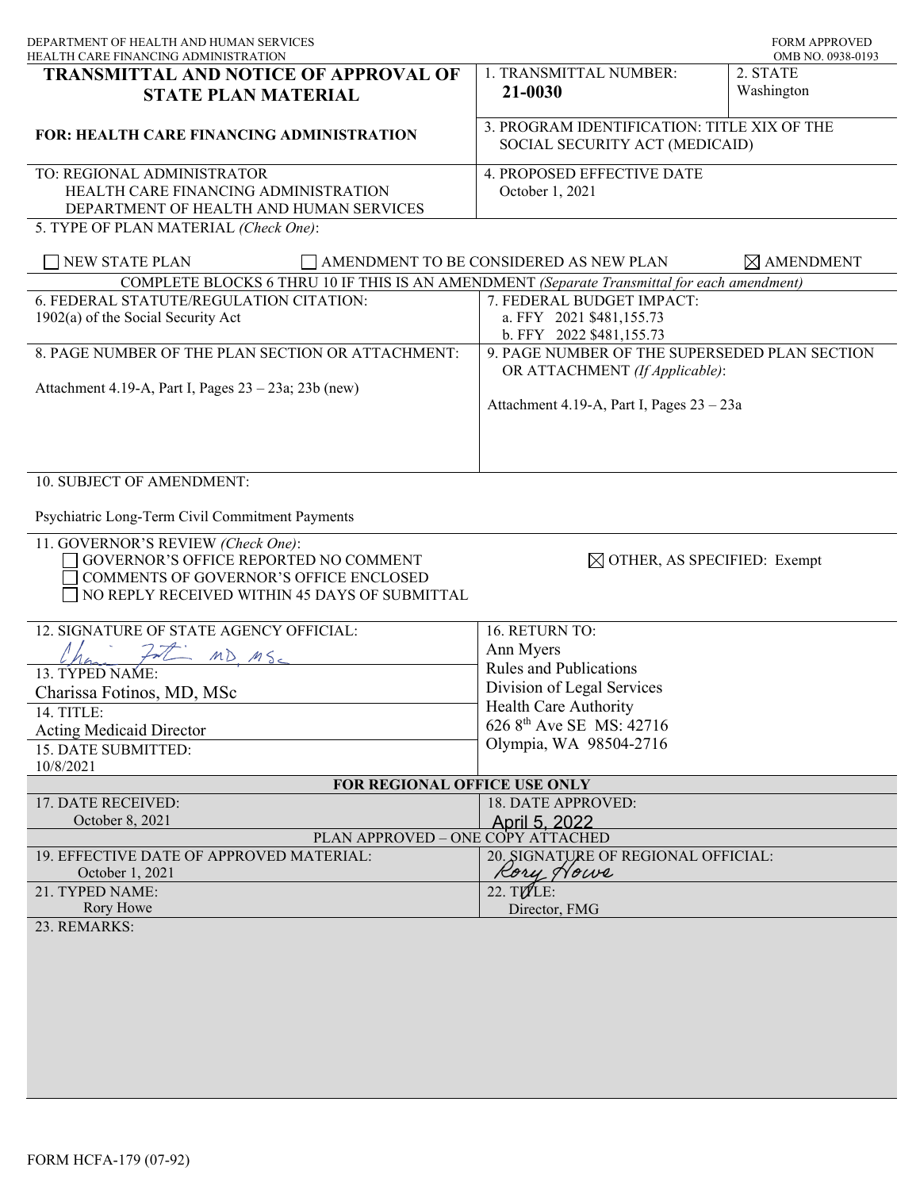DEPARTMENT OF HEALTH AND HUMAN SERVICES
HEALTH CARE FINANCING ADMINISTRATION

FORM APPROVED
OMB NO. 0938-0193

# TRANSMITTAL AND NOTICE OF APPROVAL OF STATE PLAN MATERIAL

**FOR: HEALTH CARE FINANCING ADMINISTRATION**

| | |
|---|---|
| 1. TRANSMITTAL NUMBER: **21-0030** | 2. STATE Washington |
| 3. PROGRAM IDENTIFICATION: TITLE XIX OF THE SOCIAL SECURITY ACT (MEDICAID) | |

TO: REGIONAL ADMINISTRATOR
HEALTH CARE FINANCING ADMINISTRATION
DEPARTMENT OF HEALTH AND HUMAN SERVICES

4. PROPOSED EFFECTIVE DATE
October 1, 2021

5. TYPE OF PLAN MATERIAL *(Check One)*:

☐ NEW STATE PLAN ☐ AMENDMENT TO BE CONSIDERED AS NEW PLAN ☒ AMENDMENT

COMPLETE BLOCKS 6 THRU 10 IF THIS IS AN AMENDMENT *(Separate Transmittal for each amendment)*

| | |
|---|---|
| 6. FEDERAL STATUTE/REGULATION CITATION: 1902(a) of the Social Security Act | 7. FEDERAL BUDGET IMPACT: a. FFY 2021 $481,155.73 b. FFY 2022 $481,155.73 |
| 8. PAGE NUMBER OF THE PLAN SECTION OR ATTACHMENT: Attachment 4.19-A, Part I, Pages 23 – 23a; 23b (new) | 9. PAGE NUMBER OF THE SUPERSEDED PLAN SECTION OR ATTACHMENT *(If Applicable)*: Attachment 4.19-A, Part I, Pages 23 – 23a |

10. SUBJECT OF AMENDMENT:

Psychiatric Long-Term Civil Commitment Payments

11. GOVERNOR'S REVIEW *(Check One)*:
☐ GOVERNOR'S OFFICE REPORTED NO COMMENT
☐ COMMENTS OF GOVERNOR'S OFFICE ENCLOSED
☐ NO REPLY RECEIVED WITHIN 45 DAYS OF SUBMITTAL
☒ OTHER, AS SPECIFIED: Exempt

| | |
|---|---|
| 12. SIGNATURE OF STATE AGENCY OFFICIAL: *Charissa Fotinos MD, MSc* | 16. RETURN TO: Ann Myers Rules and Publications Division of Legal Services Health Care Authority 626 8th Ave SE MS: 42716 Olympia, WA 98504-2716 |
| 13. TYPED NAME: Charissa Fotinos, MD, MSc | |
| 14. TITLE: Acting Medicaid Director | |
| 15. DATE SUBMITTED: 10/8/2021 | |

**FOR REGIONAL OFFICE USE ONLY**

| | |
|---|---|
| 17. DATE RECEIVED: October 8, 2021 | 18. DATE APPROVED: April 5, 2022 |

PLAN APPROVED – ONE COPY ATTACHED

| | |
|---|---|
| 19. EFFECTIVE DATE OF APPROVED MATERIAL: October 1, 2021 | 20. SIGNATURE OF REGIONAL OFFICIAL: *Rory Howe* |
| 21. TYPED NAME: Rory Howe | 22. TITLE: Director, FMG |

23. REMARKS:

FORM HCFA-179 (07-92)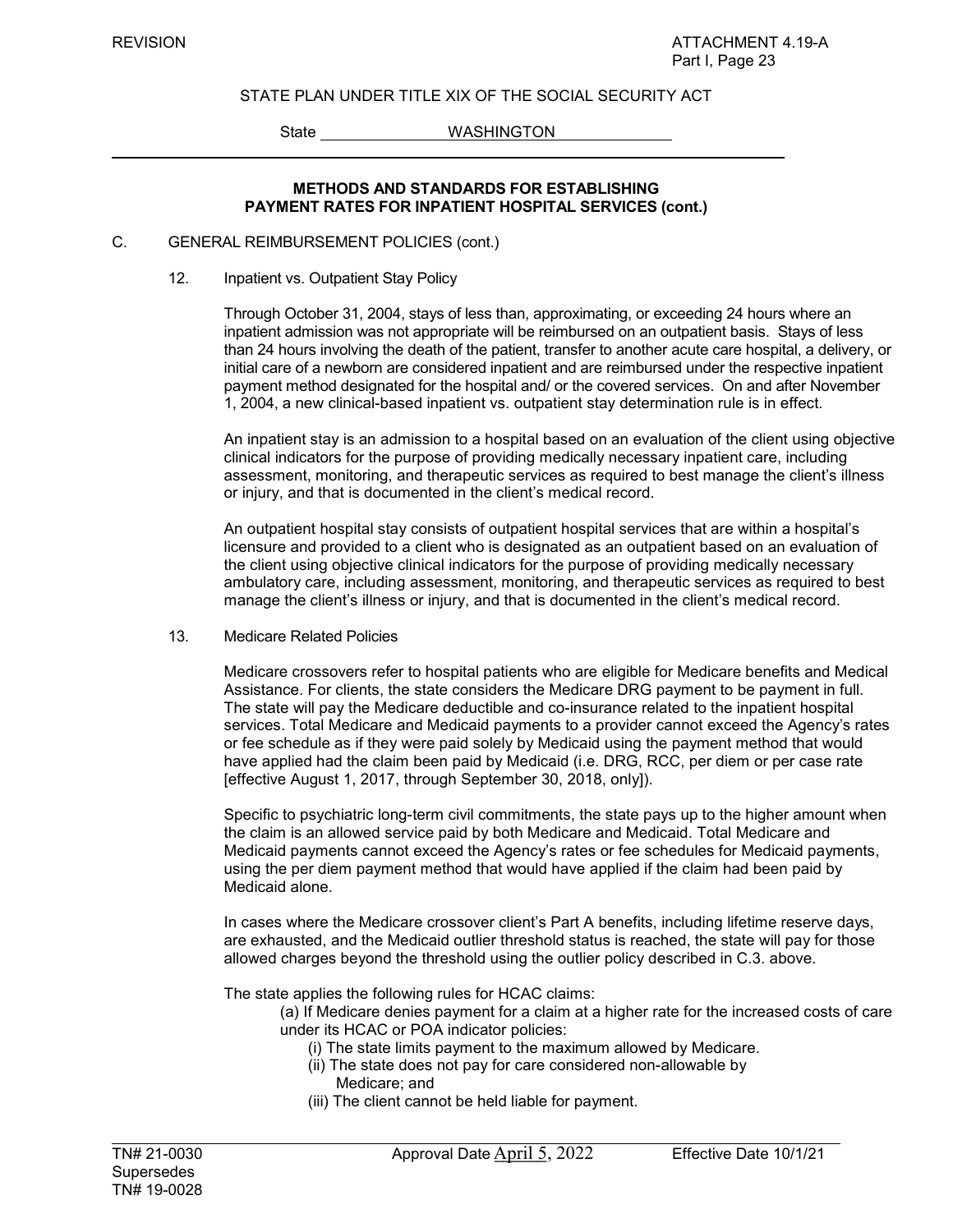STATE PLAN UNDER TITLE XIX OF THE SOCIAL SECURITY ACT

State WASHINGTON

## METHODS AND STANDARDS FOR ESTABLISHING PAYMENT RATES FOR INPATIENT HOSPITAL SERVICES (cont.)

C. GENERAL REIMBURSEMENT POLICIES (cont.)

12. Inpatient vs. Outpatient Stay Policy

Through October 31, 2004, stays of less than, approximating, or exceeding 24 hours where an inpatient admission was not appropriate will be reimbursed on an outpatient basis. Stays of less than 24 hours involving the death of the patient, transfer to another acute care hospital, a delivery, or initial care of a newborn are considered inpatient and are reimbursed under the respective inpatient payment method designated for the hospital and/ or the covered services. On and after November 1, 2004, a new clinical-based inpatient vs. outpatient stay determination rule is in effect.

An inpatient stay is an admission to a hospital based on an evaluation of the client using objective clinical indicators for the purpose of providing medically necessary inpatient care, including assessment, monitoring, and therapeutic services as required to best manage the client's illness or injury, and that is documented in the client's medical record.

An outpatient hospital stay consists of outpatient hospital services that are within a hospital's licensure and provided to a client who is designated as an outpatient based on an evaluation of the client using objective clinical indicators for the purpose of providing medically necessary ambulatory care, including assessment, monitoring, and therapeutic services as required to best manage the client's illness or injury, and that is documented in the client's medical record.

13. Medicare Related Policies

Medicare crossovers refer to hospital patients who are eligible for Medicare benefits and Medical Assistance. For clients, the state considers the Medicare DRG payment to be payment in full. The state will pay the Medicare deductible and co-insurance related to the inpatient hospital services. Total Medicare and Medicaid payments to a provider cannot exceed the Agency's rates or fee schedule as if they were paid solely by Medicaid using the payment method that would have applied had the claim been paid by Medicaid (i.e. DRG, RCC, per diem or per case rate [effective August 1, 2017, through September 30, 2018, only]).

Specific to psychiatric long-term civil commitments, the state pays up to the higher amount when the claim is an allowed service paid by both Medicare and Medicaid. Total Medicare and Medicaid payments cannot exceed the Agency's rates or fee schedules for Medicaid payments, using the per diem payment method that would have applied if the claim had been paid by Medicaid alone.

In cases where the Medicare crossover client's Part A benefits, including lifetime reserve days, are exhausted, and the Medicaid outlier threshold status is reached, the state will pay for those allowed charges beyond the threshold using the outlier policy described in C.3. above.

The state applies the following rules for HCAC claims:

(a) If Medicare denies payment for a claim at a higher rate for the increased costs of care under its HCAC or POA indicator policies:

(i) The state limits payment to the maximum allowed by Medicare.

(ii) The state does not pay for care considered non-allowable by Medicare; and

(iii) The client cannot be held liable for payment.

TN# 21-0030 Approval Date April 5, 2022 Effective Date 10/1/21
Supersedes
TN# 19-0028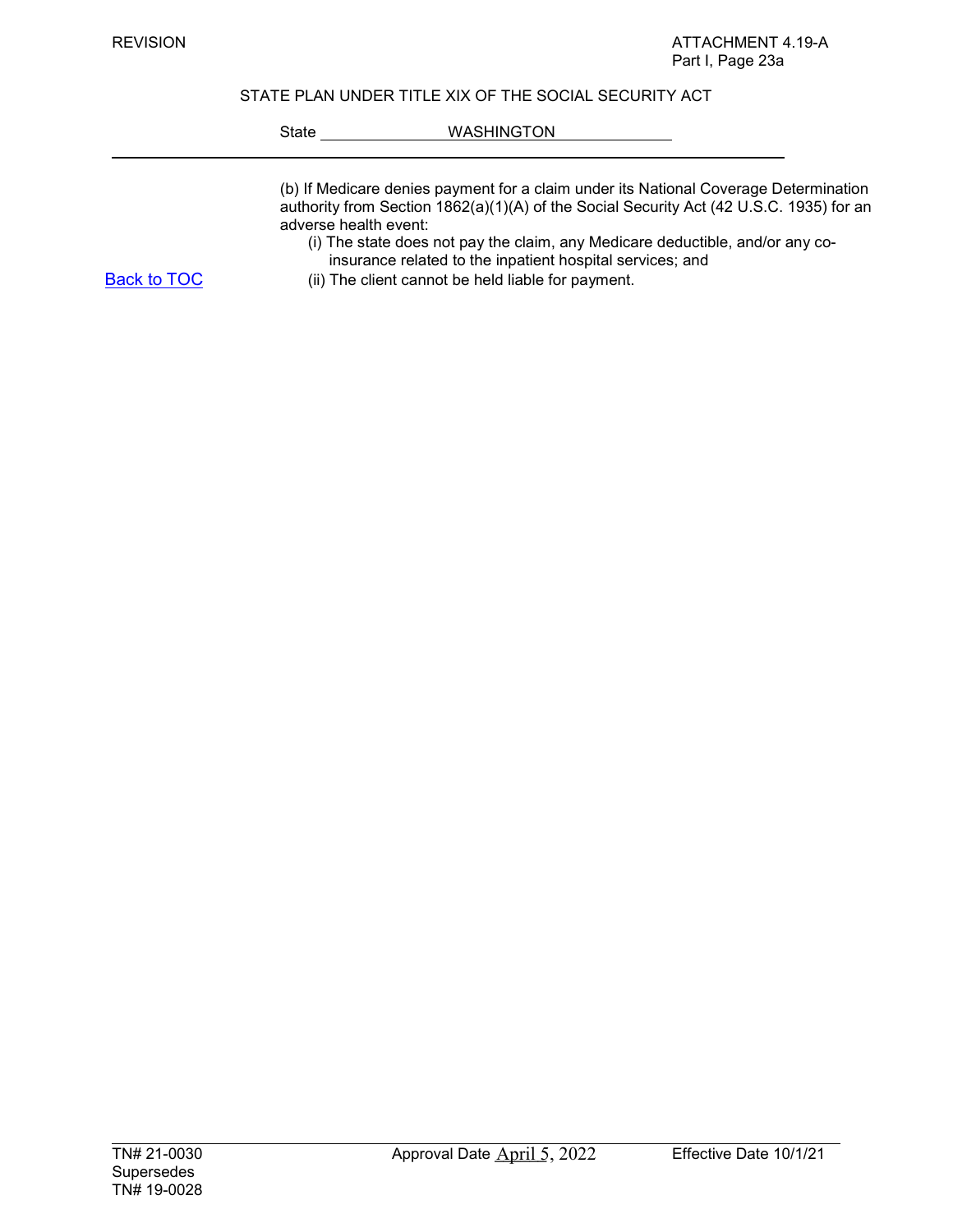(b) If Medicare denies payment for a claim under its National Coverage Determination authority from Section 1862(a)(1)(A) of the Social Security Act (42 U.S.C. 1935) for an adverse health event:

- (i) The state does not pay the claim, any Medicare deductible, and/or any co-insurance related to the inpatient hospital services; and
- (ii) The client cannot be held liable for payment.

Back to TOC

TN# 21-0030
Supersedes
TN# 19-0028

Approval Date April 5, 2022

Effective Date 10/1/21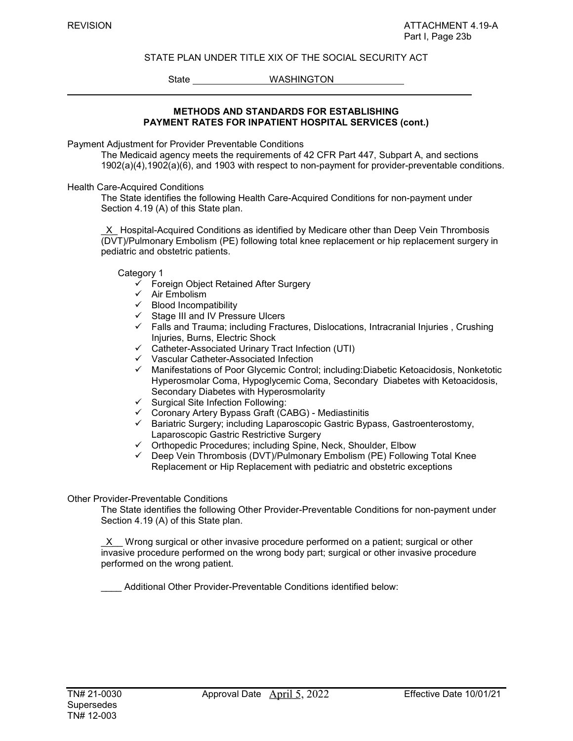REVISION

ATTACHMENT 4.19-A
Part I, Page 23b

STATE PLAN UNDER TITLE XIX OF THE SOCIAL SECURITY ACT

State WASHINGTON

**METHODS AND STANDARDS FOR ESTABLISHING**
**PAYMENT RATES FOR INPATIENT HOSPITAL SERVICES (cont.)**

Payment Adjustment for Provider Preventable Conditions

The Medicaid agency meets the requirements of 42 CFR Part 447, Subpart A, and sections 1902(a)(4),1902(a)(6), and 1903 with respect to non-payment for provider-preventable conditions.

Health Care-Acquired Conditions

The State identifies the following Health Care-Acquired Conditions for non-payment under Section 4.19 (A) of this State plan.

_X_ Hospital-Acquired Conditions as identified by Medicare other than Deep Vein Thrombosis (DVT)/Pulmonary Embolism (PE) following total knee replacement or hip replacement surgery in pediatric and obstetric patients.

Category 1

- ✓ Foreign Object Retained After Surgery
- ✓ Air Embolism
- ✓ Blood Incompatibility
- ✓ Stage III and IV Pressure Ulcers
- ✓ Falls and Trauma; including Fractures, Dislocations, Intracranial Injuries , Crushing Injuries, Burns, Electric Shock
- ✓ Catheter-Associated Urinary Tract Infection (UTI)
- ✓ Vascular Catheter-Associated Infection
- ✓ Manifestations of Poor Glycemic Control; including:Diabetic Ketoacidosis, Nonketotic Hyperosmolar Coma, Hypoglycemic Coma, Secondary Diabetes with Ketoacidosis, Secondary Diabetes with Hyperosmolarity
- ✓ Surgical Site Infection Following:
- ✓ Coronary Artery Bypass Graft (CABG) - Mediastinitis
- ✓ Bariatric Surgery; including Laparoscopic Gastric Bypass, Gastroenterostomy, Laparoscopic Gastric Restrictive Surgery
- ✓ Orthopedic Procedures; including Spine, Neck, Shoulder, Elbow
- ✓ Deep Vein Thrombosis (DVT)/Pulmonary Embolism (PE) Following Total Knee Replacement or Hip Replacement with pediatric and obstetric exceptions

Other Provider-Preventable Conditions

The State identifies the following Other Provider-Preventable Conditions for non-payment under Section 4.19 (A) of this State plan.

_X__ Wrong surgical or other invasive procedure performed on a patient; surgical or other invasive procedure performed on the wrong body part; surgical or other invasive procedure performed on the wrong patient.

____ Additional Other Provider-Preventable Conditions identified below:

TN# 21-0030
Supersedes
TN# 12-003

Approval Date April 5, 2022

Effective Date 10/01/21